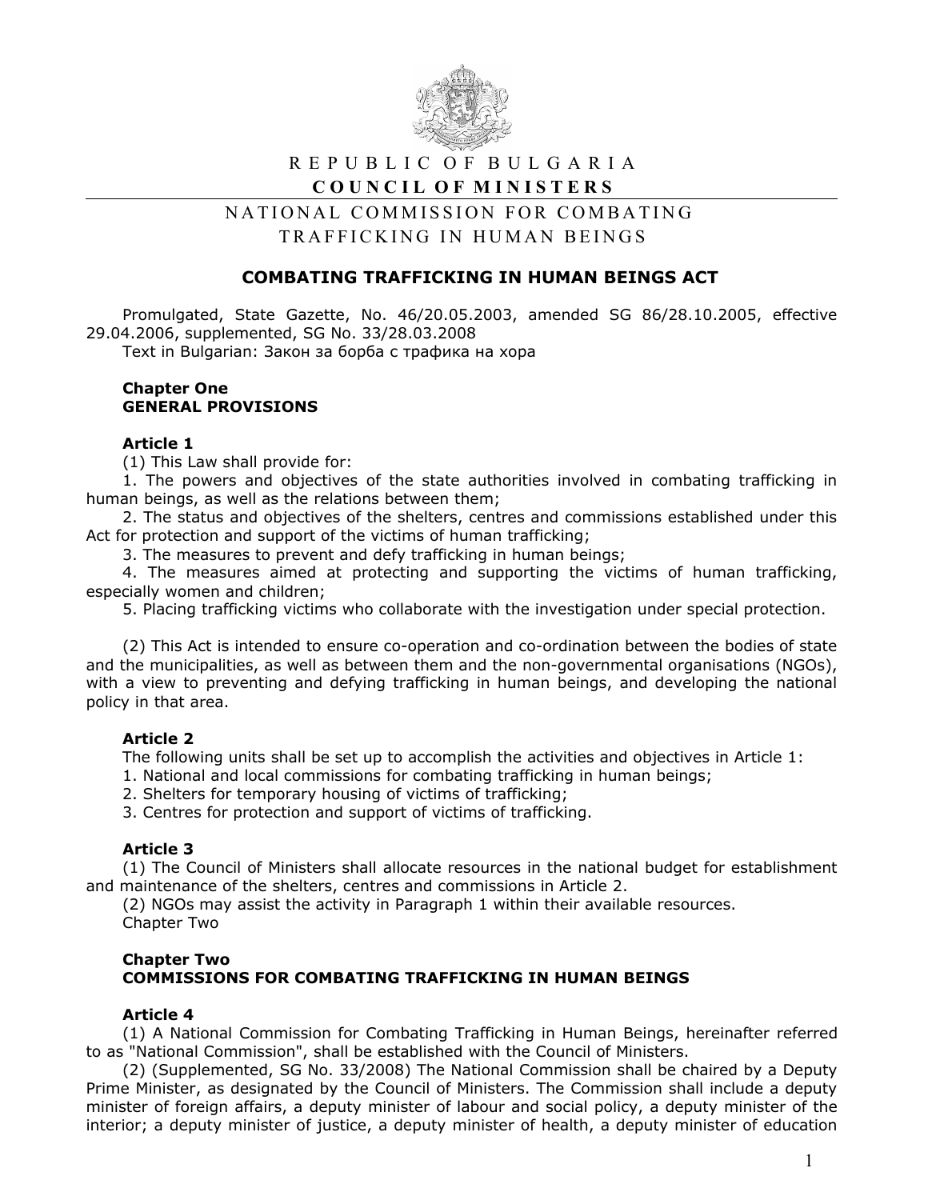REPUBLIC OF BULGARIA

**COUNCIL OF MINISTERS**

NATIONAL COMMISSION FOR COMBATING TRAFFICKING IN HUMAN BEINGS

# COMBATING TRAFFICKING IN HUMAN BEINGS ACT

Promulgated, State Gazette, No. 46/20.05.2003, amended SG 86/28.10.2005, effective 29.04.2006, supplemented, SG No. 33/28.03.2008

Text in Bulgarian: Закон за борба с трафика на хора

## Chapter One
## GENERAL PROVISIONS

### Article 1

(1) This Law shall provide for:

1. The powers and objectives of the state authorities involved in combating trafficking in human beings, as well as the relations between them;
2. The status and objectives of the shelters, centres and commissions established under this Act for protection and support of the victims of human trafficking;
3. The measures to prevent and defy trafficking in human beings;
4. The measures aimed at protecting and supporting the victims of human trafficking, especially women and children;
5. Placing trafficking victims who collaborate with the investigation under special protection.

(2) This Act is intended to ensure co-operation and co-ordination between the bodies of state and the municipalities, as well as between them and the non-governmental organisations (NGOs), with a view to preventing and defying trafficking in human beings, and developing the national policy in that area.

### Article 2

The following units shall be set up to accomplish the activities and objectives in Article 1:

1. National and local commissions for combating trafficking in human beings;
2. Shelters for temporary housing of victims of trafficking;
3. Centres for protection and support of victims of trafficking.

### Article 3

(1) The Council of Ministers shall allocate resources in the national budget for establishment and maintenance of the shelters, centres and commissions in Article 2.

(2) NGOs may assist the activity in Paragraph 1 within their available resources.

Chapter Two

## Chapter Two
## COMMISSIONS FOR COMBATING TRAFFICKING IN HUMAN BEINGS

### Article 4

(1) A National Commission for Combating Trafficking in Human Beings, hereinafter referred to as "National Commission", shall be established with the Council of Ministers.

(2) (Supplemented, SG No. 33/2008) The National Commission shall be chaired by a Deputy Prime Minister, as designated by the Council of Ministers. The Commission shall include a deputy minister of foreign affairs, a deputy minister of labour and social policy, a deputy minister of the interior; a deputy minister of justice, a deputy minister of health, a deputy minister of education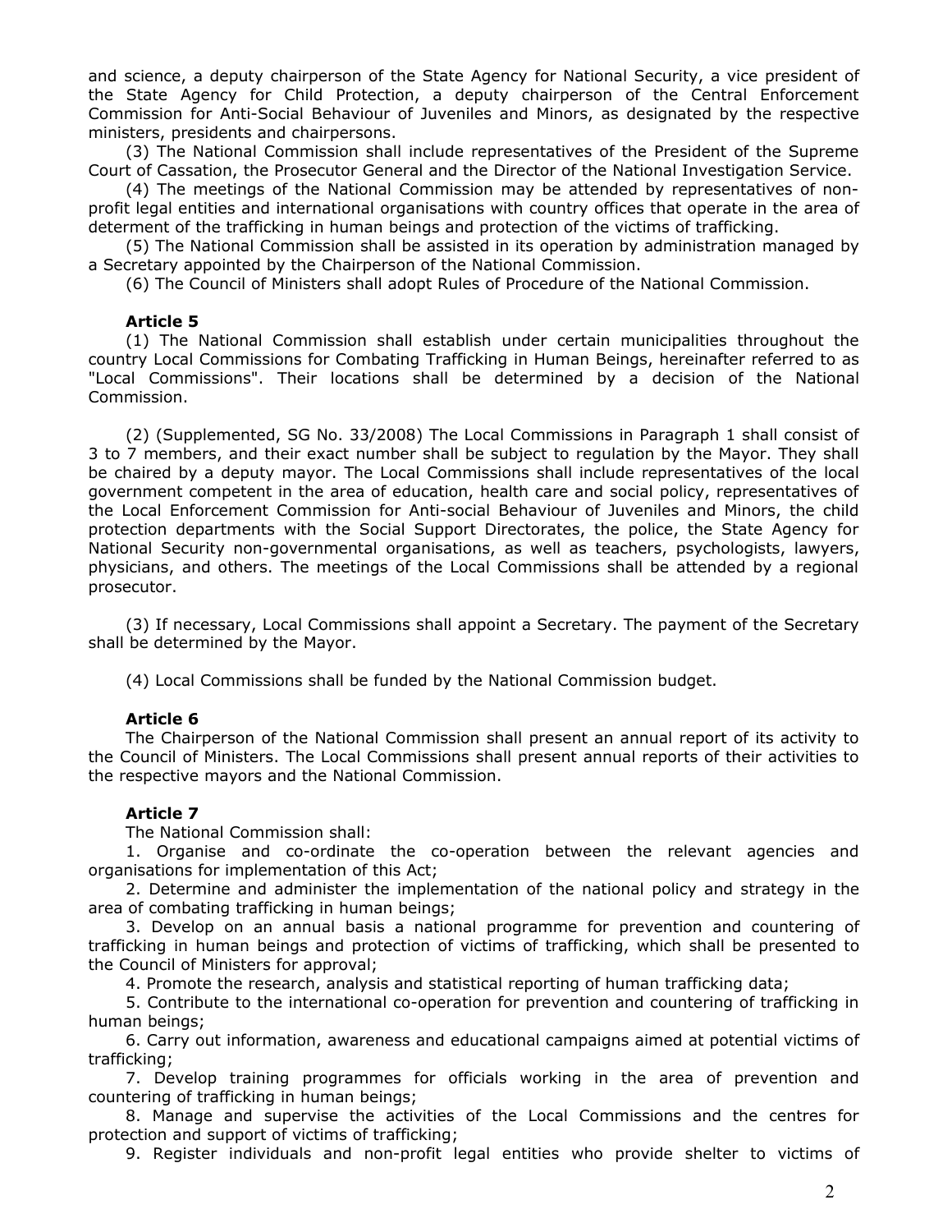and science, a deputy chairperson of the State Agency for National Security, a vice president of the State Agency for Child Protection, a deputy chairperson of the Central Enforcement Commission for Anti-Social Behaviour of Juveniles and Minors, as designated by the respective ministers, presidents and chairpersons.

(3) The National Commission shall include representatives of the President of the Supreme Court of Cassation, the Prosecutor General and the Director of the National Investigation Service.

(4) The meetings of the National Commission may be attended by representatives of non-profit legal entities and international organisations with country offices that operate in the area of determent of the trafficking in human beings and protection of the victims of trafficking.

(5) The National Commission shall be assisted in its operation by administration managed by a Secretary appointed by the Chairperson of the National Commission.

(6) The Council of Ministers shall adopt Rules of Procedure of the National Commission.

**Article 5**

(1) The National Commission shall establish under certain municipalities throughout the country Local Commissions for Combating Trafficking in Human Beings, hereinafter referred to as "Local Commissions". Their locations shall be determined by a decision of the National Commission.

(2) (Supplemented, SG No. 33/2008) The Local Commissions in Paragraph 1 shall consist of 3 to 7 members, and their exact number shall be subject to regulation by the Mayor. They shall be chaired by a deputy mayor. The Local Commissions shall include representatives of the local government competent in the area of education, health care and social policy, representatives of the Local Enforcement Commission for Anti-social Behaviour of Juveniles and Minors, the child protection departments with the Social Support Directorates, the police, the State Agency for National Security non-governmental organisations, as well as teachers, psychologists, lawyers, physicians, and others. The meetings of the Local Commissions shall be attended by a regional prosecutor.

(3) If necessary, Local Commissions shall appoint a Secretary. The payment of the Secretary shall be determined by the Mayor.

(4) Local Commissions shall be funded by the National Commission budget.

**Article 6**

The Chairperson of the National Commission shall present an annual report of its activity to the Council of Ministers. The Local Commissions shall present annual reports of their activities to the respective mayors and the National Commission.

**Article 7**

The National Commission shall:

1. Organise and co-ordinate the co-operation between the relevant agencies and organisations for implementation of this Act;
2. Determine and administer the implementation of the national policy and strategy in the area of combating trafficking in human beings;
3. Develop on an annual basis a national programme for prevention and countering of trafficking in human beings and protection of victims of trafficking, which shall be presented to the Council of Ministers for approval;
4. Promote the research, analysis and statistical reporting of human trafficking data;
5. Contribute to the international co-operation for prevention and countering of trafficking in human beings;
6. Carry out information, awareness and educational campaigns aimed at potential victims of trafficking;
7. Develop training programmes for officials working in the area of prevention and countering of trafficking in human beings;
8. Manage and supervise the activities of the Local Commissions and the centres for protection and support of victims of trafficking;
9. Register individuals and non-profit legal entities who provide shelter to victims of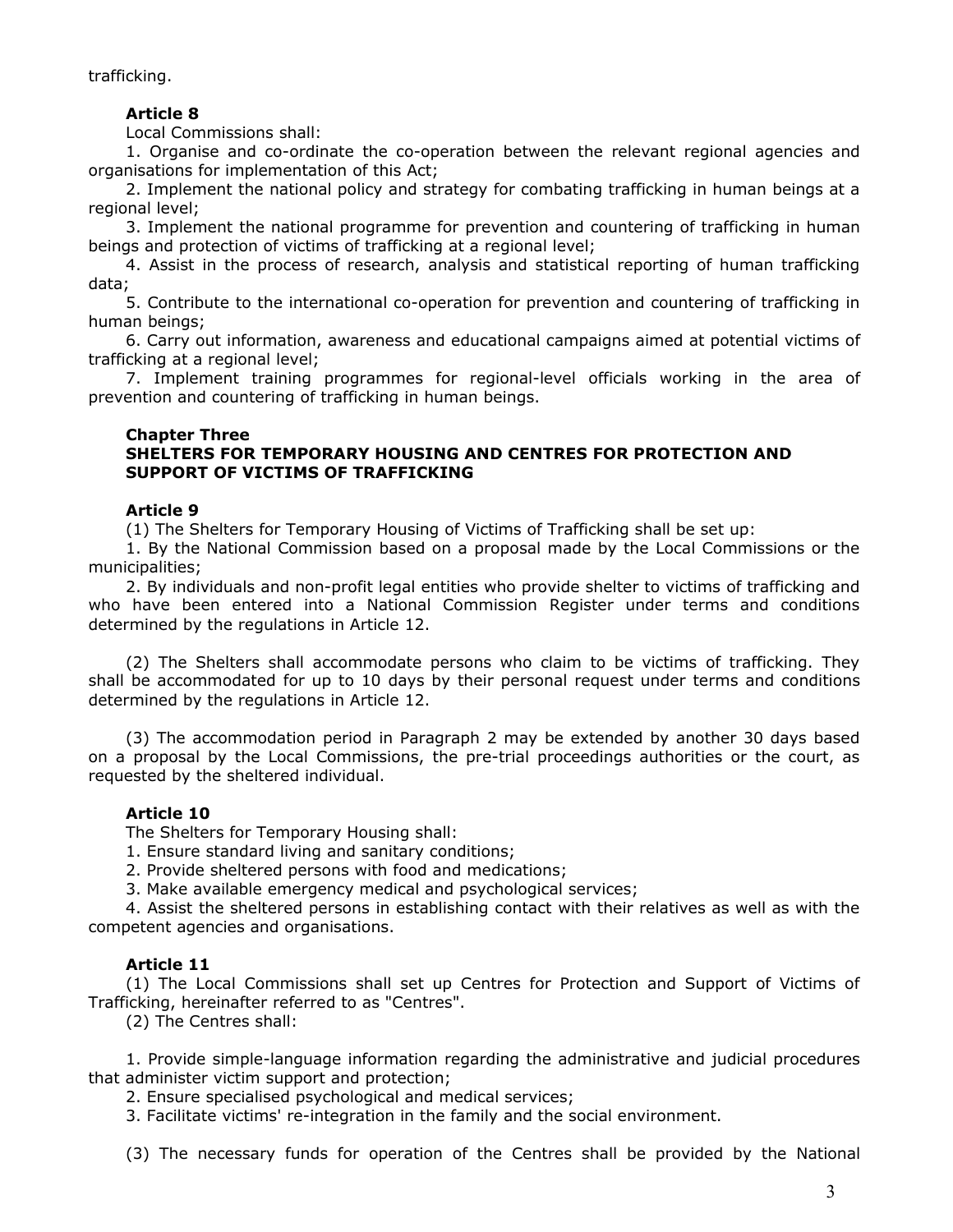trafficking.

### Article 8

Local Commissions shall:

1. Organise and co-ordinate the co-operation between the relevant regional agencies and organisations for implementation of this Act;
2. Implement the national policy and strategy for combating trafficking in human beings at a regional level;
3. Implement the national programme for prevention and countering of trafficking in human beings and protection of victims of trafficking at a regional level;
4. Assist in the process of research, analysis and statistical reporting of human trafficking data;
5. Contribute to the international co-operation for prevention and countering of trafficking in human beings;
6. Carry out information, awareness and educational campaigns aimed at potential victims of trafficking at a regional level;
7. Implement training programmes for regional-level officials working in the area of prevention and countering of trafficking in human beings.

## Chapter Three
## SHELTERS FOR TEMPORARY HOUSING AND CENTRES FOR PROTECTION AND SUPPORT OF VICTIMS OF TRAFFICKING

### Article 9

(1) The Shelters for Temporary Housing of Victims of Trafficking shall be set up:

1. By the National Commission based on a proposal made by the Local Commissions or the municipalities;
2. By individuals and non-profit legal entities who provide shelter to victims of trafficking and who have been entered into a National Commission Register under terms and conditions determined by the regulations in Article 12.

(2) The Shelters shall accommodate persons who claim to be victims of trafficking. They shall be accommodated for up to 10 days by their personal request under terms and conditions determined by the regulations in Article 12.

(3) The accommodation period in Paragraph 2 may be extended by another 30 days based on a proposal by the Local Commissions, the pre-trial proceedings authorities or the court, as requested by the sheltered individual.

### Article 10

The Shelters for Temporary Housing shall:

1. Ensure standard living and sanitary conditions;
2. Provide sheltered persons with food and medications;
3. Make available emergency medical and psychological services;
4. Assist the sheltered persons in establishing contact with their relatives as well as with the competent agencies and organisations.

### Article 11

(1) The Local Commissions shall set up Centres for Protection and Support of Victims of Trafficking, hereinafter referred to as "Centres".

(2) The Centres shall:

1. Provide simple-language information regarding the administrative and judicial procedures that administer victim support and protection;
2. Ensure specialised psychological and medical services;
3. Facilitate victims' re-integration in the family and the social environment.

(3) The necessary funds for operation of the Centres shall be provided by the National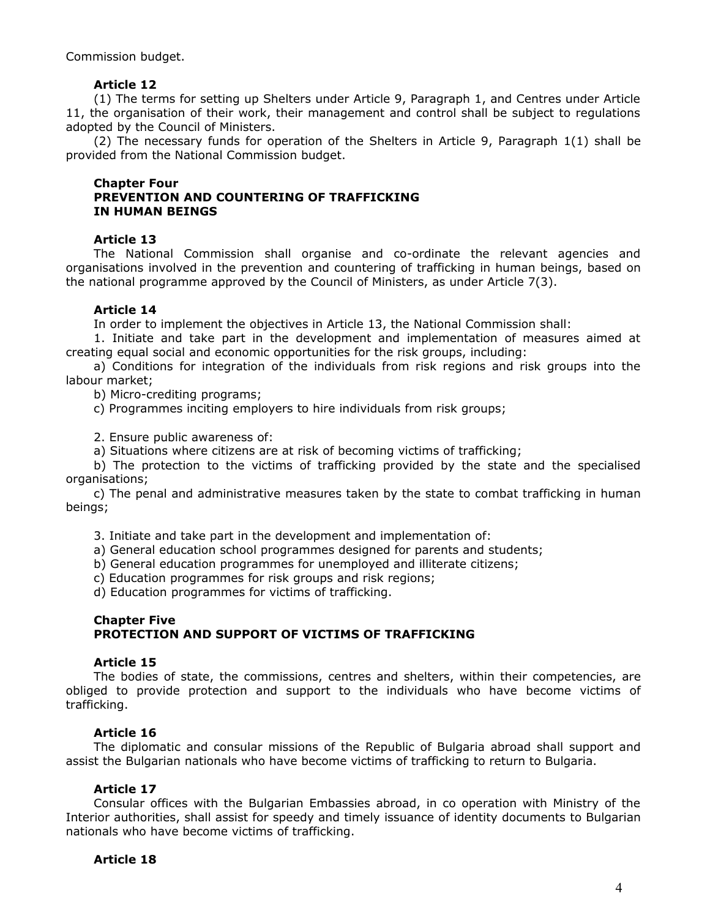Commission budget.

### Article 12

(1) The terms for setting up Shelters under Article 9, Paragraph 1, and Centres under Article 11, the organisation of their work, their management and control shall be subject to regulations adopted by the Council of Ministers.

(2) The necessary funds for operation of the Shelters in Article 9, Paragraph 1(1) shall be provided from the National Commission budget.

## Chapter Four
## PREVENTION AND COUNTERING OF TRAFFICKING IN HUMAN BEINGS

### Article 13

The National Commission shall organise and co-ordinate the relevant agencies and organisations involved in the prevention and countering of trafficking in human beings, based on the national programme approved by the Council of Ministers, as under Article 7(3).

### Article 14

In order to implement the objectives in Article 13, the National Commission shall:

1. Initiate and take part in the development and implementation of measures aimed at creating equal social and economic opportunities for the risk groups, including:

a) Conditions for integration of the individuals from risk regions and risk groups into the labour market;

b) Micro-crediting programs;

c) Programmes inciting employers to hire individuals from risk groups;

2. Ensure public awareness of:

a) Situations where citizens are at risk of becoming victims of trafficking;

b) The protection to the victims of trafficking provided by the state and the specialised organisations;

c) The penal and administrative measures taken by the state to combat trafficking in human beings;

3. Initiate and take part in the development and implementation of:

a) General education school programmes designed for parents and students;

b) General education programmes for unemployed and illiterate citizens;

c) Education programmes for risk groups and risk regions;

d) Education programmes for victims of trafficking.

## Chapter Five
## PROTECTION AND SUPPORT OF VICTIMS OF TRAFFICKING

### Article 15

The bodies of state, the commissions, centres and shelters, within their competencies, are obliged to provide protection and support to the individuals who have become victims of trafficking.

### Article 16

The diplomatic and consular missions of the Republic of Bulgaria abroad shall support and assist the Bulgarian nationals who have become victims of trafficking to return to Bulgaria.

### Article 17

Consular offices with the Bulgarian Embassies abroad, in co operation with Ministry of the Interior authorities, shall assist for speedy and timely issuance of identity documents to Bulgarian nationals who have become victims of trafficking.

### Article 18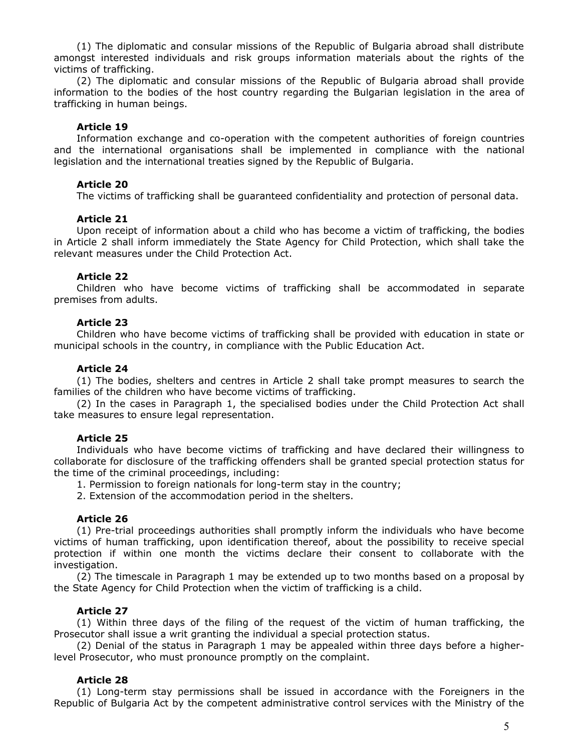(1) The diplomatic and consular missions of the Republic of Bulgaria abroad shall distribute amongst interested individuals and risk groups information materials about the rights of the victims of trafficking.

(2) The diplomatic and consular missions of the Republic of Bulgaria abroad shall provide information to the bodies of the host country regarding the Bulgarian legislation in the area of trafficking in human beings.

**Article 19**

Information exchange and co-operation with the competent authorities of foreign countries and the international organisations shall be implemented in compliance with the national legislation and the international treaties signed by the Republic of Bulgaria.

**Article 20**

The victims of trafficking shall be guaranteed confidentiality and protection of personal data.

**Article 21**

Upon receipt of information about a child who has become a victim of trafficking, the bodies in Article 2 shall inform immediately the State Agency for Child Protection, which shall take the relevant measures under the Child Protection Act.

**Article 22**

Children who have become victims of trafficking shall be accommodated in separate premises from adults.

**Article 23**

Children who have become victims of trafficking shall be provided with education in state or municipal schools in the country, in compliance with the Public Education Act.

**Article 24**

(1) The bodies, shelters and centres in Article 2 shall take prompt measures to search the families of the children who have become victims of trafficking.

(2) In the cases in Paragraph 1, the specialised bodies under the Child Protection Act shall take measures to ensure legal representation.

**Article 25**

Individuals who have become victims of trafficking and have declared their willingness to collaborate for disclosure of the trafficking offenders shall be granted special protection status for the time of the criminal proceedings, including:

1. Permission to foreign nationals for long-term stay in the country;
2. Extension of the accommodation period in the shelters.

**Article 26**

(1) Pre-trial proceedings authorities shall promptly inform the individuals who have become victims of human trafficking, upon identification thereof, about the possibility to receive special protection if within one month the victims declare their consent to collaborate with the investigation.

(2) The timescale in Paragraph 1 may be extended up to two months based on a proposal by the State Agency for Child Protection when the victim of trafficking is a child.

**Article 27**

(1) Within three days of the filing of the request of the victim of human trafficking, the Prosecutor shall issue a writ granting the individual a special protection status.

(2) Denial of the status in Paragraph 1 may be appealed within three days before a higher-level Prosecutor, who must pronounce promptly on the complaint.

**Article 28**

(1) Long-term stay permissions shall be issued in accordance with the Foreigners in the Republic of Bulgaria Act by the competent administrative control services with the Ministry of the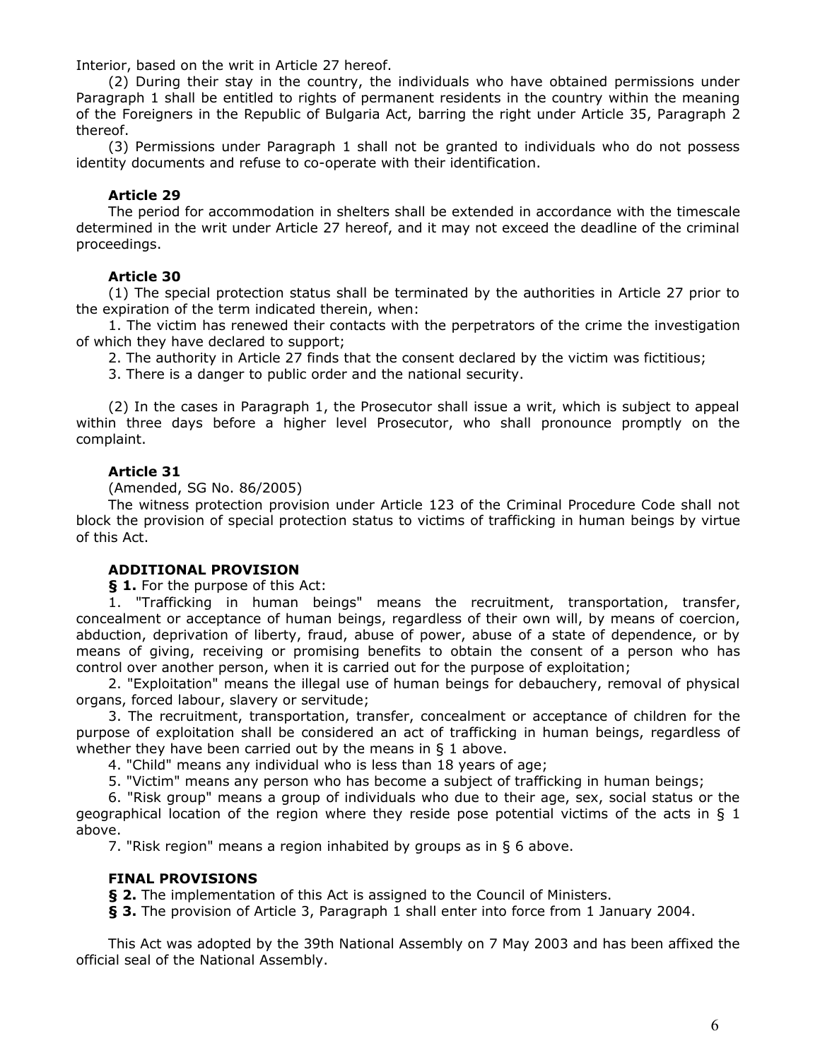Interior, based on the writ in Article 27 hereof.

(2) During their stay in the country, the individuals who have obtained permissions under Paragraph 1 shall be entitled to rights of permanent residents in the country within the meaning of the Foreigners in the Republic of Bulgaria Act, barring the right under Article 35, Paragraph 2 thereof.

(3) Permissions under Paragraph 1 shall not be granted to individuals who do not possess identity documents and refuse to co-operate with their identification.

**Article 29**

The period for accommodation in shelters shall be extended in accordance with the timescale determined in the writ under Article 27 hereof, and it may not exceed the deadline of the criminal proceedings.

**Article 30**

(1) The special protection status shall be terminated by the authorities in Article 27 prior to the expiration of the term indicated therein, when:

1. The victim has renewed their contacts with the perpetrators of the crime the investigation of which they have declared to support;

2. The authority in Article 27 finds that the consent declared by the victim was fictitious;

3. There is a danger to public order and the national security.

(2) In the cases in Paragraph 1, the Prosecutor shall issue a writ, which is subject to appeal within three days before a higher level Prosecutor, who shall pronounce promptly on the complaint.

**Article 31**

(Amended, SG No. 86/2005)

The witness protection provision under Article 123 of the Criminal Procedure Code shall not block the provision of special protection status to victims of trafficking in human beings by virtue of this Act.

**ADDITIONAL PROVISION**

**§ 1.** For the purpose of this Act:

1. "Trafficking in human beings" means the recruitment, transportation, transfer, concealment or acceptance of human beings, regardless of their own will, by means of coercion, abduction, deprivation of liberty, fraud, abuse of power, abuse of a state of dependence, or by means of giving, receiving or promising benefits to obtain the consent of a person who has control over another person, when it is carried out for the purpose of exploitation;

2. "Exploitation" means the illegal use of human beings for debauchery, removal of physical organs, forced labour, slavery or servitude;

3. The recruitment, transportation, transfer, concealment or acceptance of children for the purpose of exploitation shall be considered an act of trafficking in human beings, regardless of whether they have been carried out by the means in § 1 above.

4. "Child" means any individual who is less than 18 years of age;

5. "Victim" means any person who has become a subject of trafficking in human beings;

6. "Risk group" means a group of individuals who due to their age, sex, social status or the geographical location of the region where they reside pose potential victims of the acts in § 1 above.

7. "Risk region" means a region inhabited by groups as in § 6 above.

**FINAL PROVISIONS**

**§ 2.** The implementation of this Act is assigned to the Council of Ministers.

**§ 3.** The provision of Article 3, Paragraph 1 shall enter into force from 1 January 2004.

This Act was adopted by the 39th National Assembly on 7 May 2003 and has been affixed the official seal of the National Assembly.